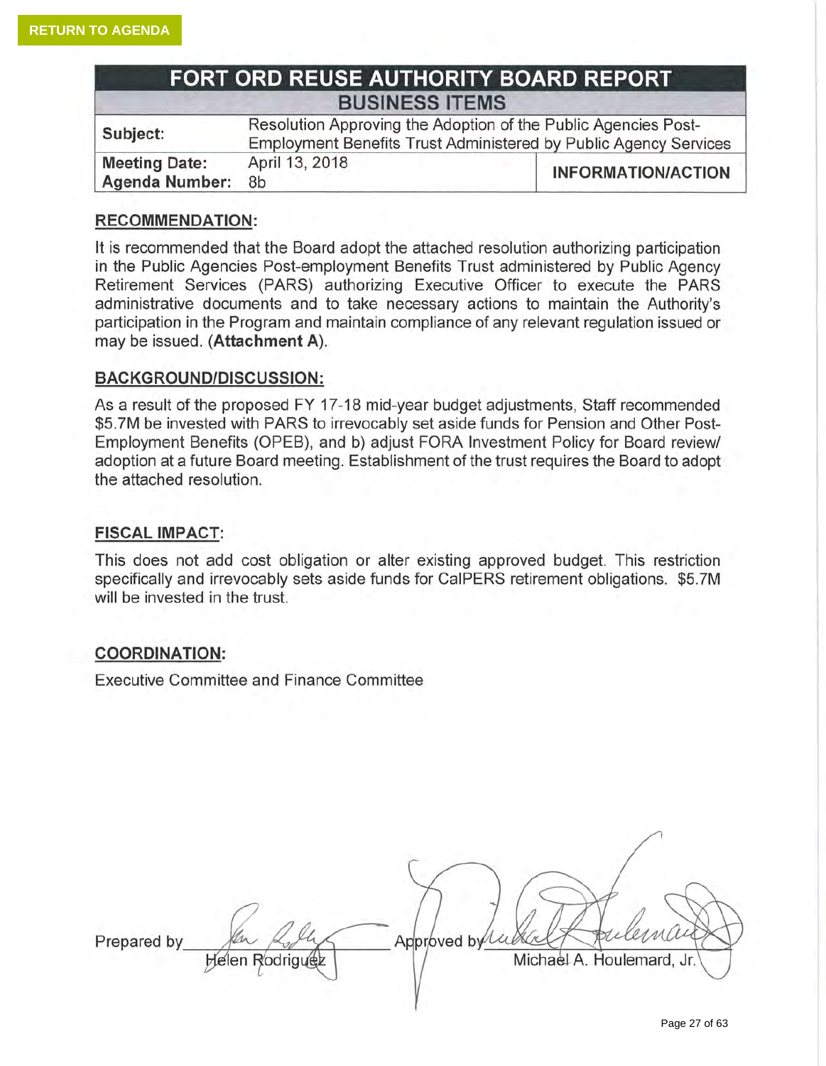RETURN TO AGENDA

# FORT ORD REUSE AUTHORITY BOARD REPORT

## BUSINESS ITEMS

| | | |
|---|---|---|
| **Subject:** | Resolution Approving the Adoption of the Public Agencies Post-Employment Benefits Trust Administered by Public Agency Services | |
| **Meeting Date:** **Agenda Number:** | April 13, 2018 8b | **INFORMATION/ACTION** |

### RECOMMENDATION:

It is recommended that the Board adopt the attached resolution authorizing participation in the Public Agencies Post-employment Benefits Trust administered by Public Agency Retirement Services (PARS) authorizing Executive Officer to execute the PARS administrative documents and to take necessary actions to maintain the Authority's participation in the Program and maintain compliance of any relevant regulation issued or may be issued. (**Attachment A**).

### BACKGROUND/DISCUSSION:

As a result of the proposed FY 17-18 mid-year budget adjustments, Staff recommended \$5.7M be invested with PARS to irrevocably set aside funds for Pension and Other Post-Employment Benefits (OPEB), and b) adjust FORA Investment Policy for Board review/ adoption at a future Board meeting. Establishment of the trust requires the Board to adopt the attached resolution.

### FISCAL IMPACT:

This does not add cost obligation or alter existing approved budget. This restriction specifically and irrevocably sets aside funds for CalPERS retirement obligations. \$5.7M will be invested in the trust.

### COORDINATION:

Executive Committee and Finance Committee

Prepared by Helen Rodriguez

Approved by Michael A. Houlemard, Jr.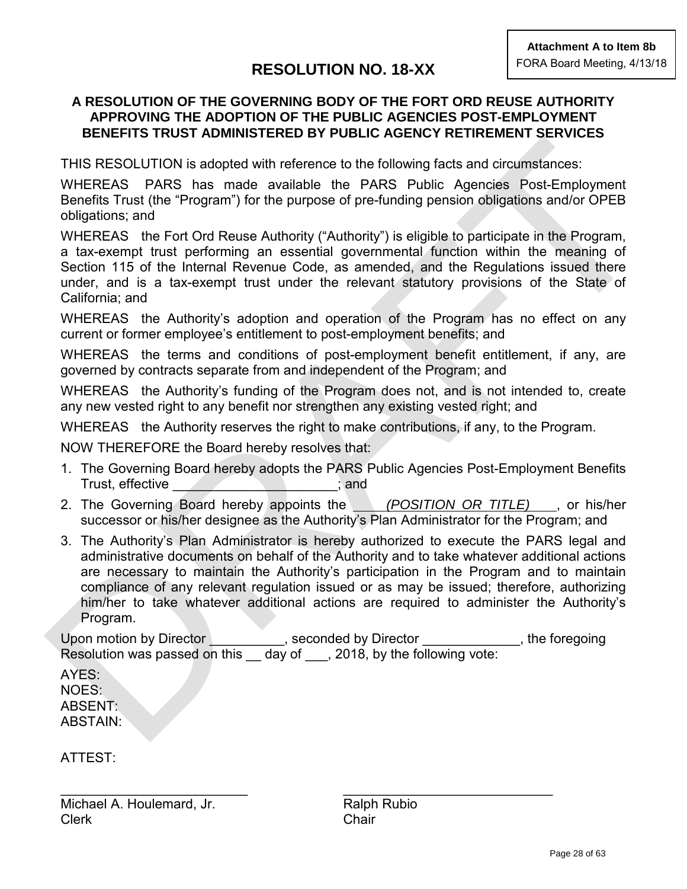**Attachment A to Item 8b**
FORA Board Meeting, 4/13/18

# RESOLUTION NO. 18-XX

## A RESOLUTION OF THE GOVERNING BODY OF THE FORT ORD REUSE AUTHORITY APPROVING THE ADOPTION OF THE PUBLIC AGENCIES POST-EMPLOYMENT BENEFITS TRUST ADMINISTERED BY PUBLIC AGENCY RETIREMENT SERVICES

THIS RESOLUTION is adopted with reference to the following facts and circumstances:

WHEREAS PARS has made available the PARS Public Agencies Post-Employment Benefits Trust (the "Program") for the purpose of pre-funding pension obligations and/or OPEB obligations; and

WHEREAS the Fort Ord Reuse Authority ("Authority") is eligible to participate in the Program, a tax-exempt trust performing an essential governmental function within the meaning of Section 115 of the Internal Revenue Code, as amended, and the Regulations issued there under, and is a tax-exempt trust under the relevant statutory provisions of the State of California; and

WHEREAS the Authority's adoption and operation of the Program has no effect on any current or former employee's entitlement to post-employment benefits; and

WHEREAS the terms and conditions of post-employment benefit entitlement, if any, are governed by contracts separate from and independent of the Program; and

WHEREAS the Authority's funding of the Program does not, and is not intended to, create any new vested right to any benefit nor strengthen any existing vested right; and

WHEREAS the Authority reserves the right to make contributions, if any, to the Program.

NOW THEREFORE the Board hereby resolves that:

1. The Governing Board hereby adopts the PARS Public Agencies Post-Employment Benefits Trust, effective ______________________; and
2. The Governing Board hereby appoints the ____*(POSITION OR TITLE)*____, or his/her successor or his/her designee as the Authority's Plan Administrator for the Program; and
3. The Authority's Plan Administrator is hereby authorized to execute the PARS legal and administrative documents on behalf of the Authority and to take whatever additional actions are necessary to maintain the Authority's participation in the Program and to maintain compliance of any relevant regulation issued or as may be issued; therefore, authorizing him/her to take whatever additional actions are required to administer the Authority's Program.

Upon motion by Director __________, seconded by Director _____________, the foregoing Resolution was passed on this __ day of ___, 2018, by the following vote:

AYES:
NOES:
ABSENT:
ABSTAIN:

ATTEST:

_________________________ _____________________________

Michael A. Houlemard, Jr. Ralph Rubio
Clerk Chair

DRAFT